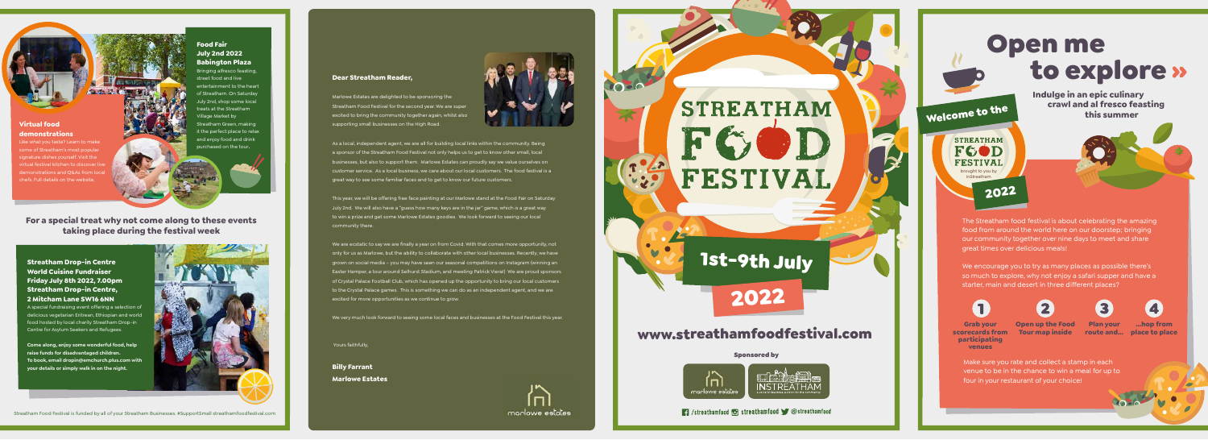## Virtual food demonstrations

Like what you taste? Learn to make some of Streatham's most popular signature dishes yourself. Visit the virtual festival kitchen to discover live demonstrations and Q&As from local chefs. Full details on the website.

## Food Fair July 2nd 2022 Babington Plaza

Bringing alfresco feasting, street food and live entertainment to the heart of Streatham. On Saturday July 2nd, shop some local treats at the Streatham Village Market by Streatham Green, making it the perfect place to relax and enjoy food and drink purchased on the tour.

### For a special treat why not come along to these events taking place during the festival week

### Streatham Drop-in Centre World Cuisine Fundraiser Friday July 8th 2022, 7.00pm Streatham Drop-in Centre, 2 Mitcham Lane SW16 6NN

A special fundraising event offering a selection of delicious vegetarian Eritrean, Ethiopian and world food hosted by local charity Streatham Drop-in Centre for Asylum Seekers and Refugees.

**Come along, enjoy some wonderful food, help raise funds for disadvantaged children. To book, email dropin@smchurch.plus.com with your details or simply walk in on the night.**

Streatham Food Festival is funded by all of your Streatham Businesses. #SupportSmall streathamfoodfestival.com

**Dear Streatham Reader,**

Marlowe Estates are delighted to be sponsoring the Streatham Food Festival for the second year. We are super excited to bring the community together again, whilst also supporting small businesses on the High Road.

As a local, independent agent, we are all for building local links within the community. Being a sponsor of the Streatham Food Festival not only helps us to get to know other small, local businesses, but also to support them. Marlowe Estates can proudly say we value ourselves on customer service. As a local business, we care about our local customers. The food festival is a great way to see some familiar faces and to get to know our future customers.

This year, we will be offering free face painting at our Marlowe stand at the Food Fair on Saturday July 2nd. We will also have a "guess how many keys are in the jar" game, which is a great way to win a prize and get some Marlowe Estates goodies. We look forward to seeing our local community there.

We are ecstatic to say we are finally a year on from Covid. With that comes more opportunity, not only for us as Marlowe, but the ability to collaborate with other local businesses. Recently, we have grown on social media – you may have seen our seasonal competitions on Instagram (winning an Easter Hamper, a tour around Selhurst Stadium, and meeting Patrick Vieira!) We are proud sponsors of Crystal Palace Football Club, which has opened up the opportunity to bring our local customers to the Crystal Palace games. This is something we can do as an independent agent, and we are excited for more opportunities as we continue to grow.

We very much look forward to seeing some local faces and businesses at the Food Festival this year.

Yours faithfully,

**Billy Farrant**
**Marlowe Estates**

marlowe estates

# STREATHAM FOOD FESTIVAL

## 1st-9th July 2022

## www.streathamfoodfestival.com

**Sponsored by**

marlowe estates | INSTREATHAM

/streathamfood /streathamfood @streathamfood

# Open me to explore »

**Indulge in an epic culinary crawl and al fresco feasting this summer**

Welcome to the STREATHAM FOOD FESTIVAL brought to you by inStreatham 2022

The Streatham food festival is about celebrating the amazing food from around the world here on our doorstep; bringing our community together over nine days to meet and share great times over delicious meals!

We encourage you to try as many places as possible there's so much to explore, why not enjoy a safari supper and have a starter, main and desert in three different places?

1. **Grab your scorecards from participating venues**
2. **Open up the Food Tour map inside**
3. **Plan your route and...**
4. **...hop from place to place**

Make sure you rate and collect a stamp in each venue to be in the chance to win a meal for up to four in your restaurant of your choice!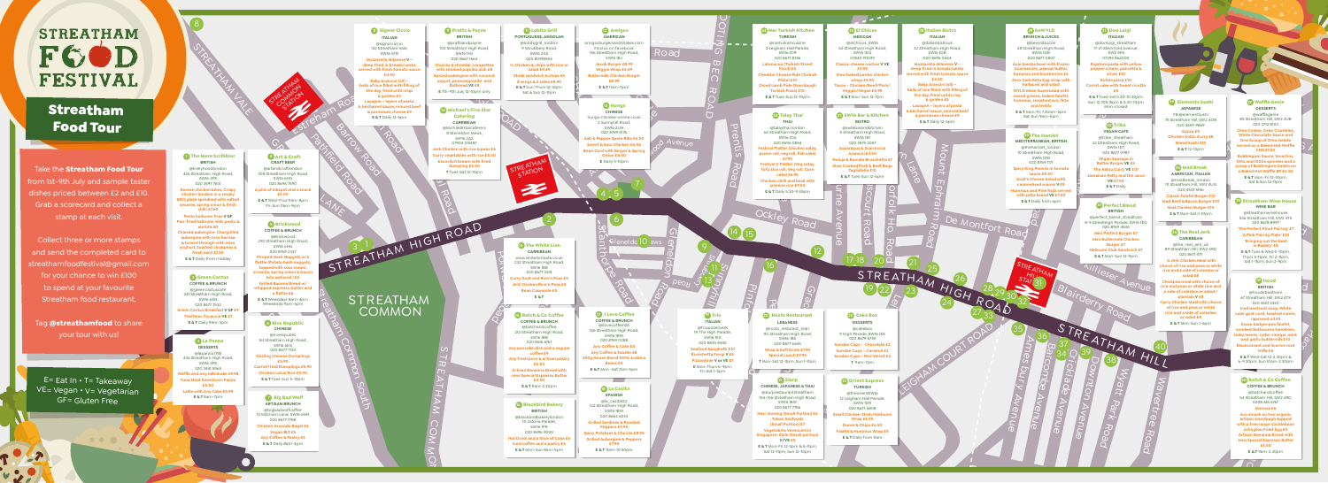# STREATHAM FOOD FESTIVAL

## Streatham Food Tour

Take the **Streatham Food Tour** from 1st-9th July and sample taster dishes priced between £2 and £10. Grab a scorecard and collect a stamp at each visit.

Collect three or more stamps and send the completed card to streathamfoodfestival@gmail.com for your chance to win £100 to spend at your favourite Streatham food restaurant.

Tag **@streathamfood** to share your tour with us!

E= Eat In • T= Takeaway
VE= Vegan • V= Vegetarian
GF= Gluten Free

---

### 1 The More Scribbler
BRITISH
@themorescribbler
426 Streatham High Road, SW16 3PX
020 3897 7610
**Korean chicken bites: Crispy chicken tenders in a smoky BBQ glaze sprinkled with salted sesame, spring onion & fresh chili £7.50**
**Pesto halloumi fries V GF: Pan-fried halloumi with pesto & walnuts £6**
**Charred aubergine: Chargrilled aubergine with rose harissa & toasted through with miso yoghurt, toasted chickpeas & fresh mint £7.50**
**E & T** Daily from midday

### 2 Green Cactus
COFFEE & BRUNCH
@greencactuscafe
261 Streatham High Road, SW16 6EN
020 8677 7502
**Green Cactus Breakfast V GF £9**
**The Toxic Tuscan VE £9**
**E & T** Daily 9am-4pm

### 3 La Panna
DESSERTS
@lapanna.ltd
436 Streatham High Road, SW16 3PX
020 3441 9645
**Waffle and Any Milkshake £9.95**
**Tuna Melt Sandwich + Panini £5.50**
**Latte with Any Cake £5.99**
**E & T** 9am-7pm

### 4 Art & Craft
CRAFT BEER
@artandcraftlondon
226 Streatham High Road, SW16 1BB
020 8696 7680
**A pint of Inkspot and a snack £6.50**
**E & T** Wed-Thu 11am-11pm
Fri-Sun 11am-11pm

### 5 Brickwood
COFFEE & BRUNCH
@brickwood
290 Streatham High Road, SW16 6HJ
020 8769 2227
**Pimped Hash Nuggets w/a Rettle (Potato hash nuggets, topped with sour cream, sriracha, spring onion & bacon bits optional) £6**
**Grilled Banana Bread w/ whipped espresso butter and a flat white**
**E & T** Weekdays 8am-4pm
Weekends 9am-4pm

### 6 Rice Republic
CHINESE
@ricerepublic
192 Streatham High Road, SW16 1BS
020 8677 7133
**Spicy Chicken Dumplings £5.95**
**Carrot Fried Dumplings £5.90**
**Chicken Lotus Rice £8.90**
**E & T** Tues-Sun 11-9pm

### 7 Big Bad Wolf
ARTISAN BRUNCH
@bigbadwolfcoffee
12 Mitcham Lane, SW16 6NN
020 8677 7766
**Chicken Avocado Bagel £5**
**Vegan BLT £6**
**Any Coffee & Pastry £5**
**E & T** Daily 8am-4pm

### 8 Signor Ciccio
ITALIAN
@signorciccio
132 Streatham Vale, SW16 5TU
**Mozzarella Milanese V – deep fried, in breadcrumbs served with fresh tomato sauce £4.50**
**Baby Arancini (x3) – balls of rice filled with filling of the day, fried until crisp & golden £5**
**Lasagne – layers of pasta & béchamel sauce, minced beef & parmesan cheese £9**
**E & T** Daily 12-9pm

### 9 Pratts & Payne
BRITISH
@prattsandpayne
103 Streatham High Road, SW16 1HJ
020 8677 0101
**Chorizo & cheddar croquettes with smoked paprika aioli £8**
**Spiced aubergine with coconut yogurt, pomegranate and flatbread VE £8**
**E** 7th-9th July 12-10pm only

### 10 Michael's Five Star Catering
CARIBBEAN
@michaelsfivestarcaterers
9 Glenelden Mews, SW16 2AZ
07904 256497
**Jerk Chicken with rice & peas £5**
**Curry vegetables with rice £5.50**
**Escovitch brown with fried dumpling £6.50**
**T** Tues-Sat 12-8pm

### 11 Lobito Grill
PORTUGUESE, ANGOLAN
@lobitogrill_london
9 Shrubbery Road, SW16 2AS
020 8769066
**½ Chicken & chips with rice or salad £11.49**
**Steak sandwich & chips £6**
**8 wings & 2 sides £9.90**
**E & T** Sun, Thurs 12-10pm
Sat & Sun 12-11pm

### 12 Amigos
AMERICAN
amigosburgersandshakes.com
Find us on Facebook
154 Streatham High Road, SW16 1BJ
**Jacob Burger £8.99**
**Veggie Wrap £6.49**
**Buttermilk Chicken Burger £8.99**
**E & T** 11am-11pm

### 13 Hungs
CHINESE
hungsrestaurant.online.co.uk
3 Sunnyhill Road, SW16 2UH
020 8677 5736
**Salt & Pepper Spare Ribs £6.50**
**Sweet & Sour Chicken £6.50**
**Bean Curd with Ginger & Spring Onion £6.50**
**E** Daily 5-10pm

### 14 The White Lion
CARIBBEAN
www.whitelionsw16.co.uk
232 Streatham High Road, SW16 1BB
020 8769 1358
**Curry Goat and Rice'n Peas £9**
**Jerk Chicken Rice'n Peas £8**
**Bean Casserole £5**
**E & T**

### 15 Batch & Co Coffee
COFFEE & BRUNCH
@batchandcoffee
212 Streatham High Road, SW16 1BB
020 8696 9787
**Any pancake dish and a regular coffee £10**
**Any fresh juice & artisan pastry £5.50**
**Artisan Banana Bread with Jane Special Espresso Butter £4.50**
**E & T** 8am-2:30pm

### 16 Blackbird Bakery
BRITISH
@blackbirdbakerylondon
11 Astoria Parade, SW16 1PR
020 8696 9930
**Hot Drink and a Slice of Cake £5**
**Iced coffee and a pastry £5**
**E & T** Mon-Sun 8am-4pm

### 17 I Love Coffee
COFFEE & BRUNCH
@ilovecoffeeisa
126 Streatham High Road, SW16 1BW
020 8769 0288
**Any Coffee & Cake £5**
**Any Coffee & Toastie £8**
**250g House Blend 100% Arabica Beans £5**
**E & T** Mon-Sat 7am-5pm

### 18 La Caña
SPANISH
@la_cana4422
122 Streatham High Road, SW16 1BW
020 8664 6600
**Grilled Sardines & Roasted Peppers £7.95**
**Spicy Potatoes & Chorizo £6.95**
**Grilled Aubergine & Peppers £7.95**
**E & T** 11am-10:30pm

### 19 Trio
ITALIAN
@trioqueensw16
79 The High Parade, SW16 1EX
020 8835 9495
**Seafood Spaghetti £10**
**Bruschetta Funghi V £5**
**Pizzardinne V or VE £7**
**E** Mon-Thurs 6-11pm,
Fri-Sat 1-11pm

### 20 Nar Turkish Kitchen
TURKISH
@narturkishcuisine
2 Leigham Hall Parade, SW16 1DR
020 8677 8744
**Lahmacun (Turkish Street Food) £6**
**Cheddar Cheese Pide (Turkish Pizza) £10**
**Diced Lamb Pide (Sourdough Turkish Pizza) £10**
**E & T** Mon-Sun 12-10pm

### 21 Taiy Thai
THAI
@taiythai.london
66 Streatham High Road, SW16 1DA
020 8616 0888
**Festival Platter (chicken satay, prawn roll, veg roll, fish cake) £7.95**
**Festival V Platter (Veg satay, Tofu skin roll, Veg roll, Corn cake) £6.95**
**Chicken chilli and basil with jasmine rice £5.95**
**E & T** Daily 5:30-9:45pm

### 22 Roots Restaurant
CARIBBEAN
@roots_restaurant_ltd
90 Streatham High Road, SW16 1BS
020 8677 6635
**Wrap & Soft Drink £7.95**
**Special Lunch £7.95**
**T** Mon-Sat 12-8pm, Sun 1-8pm

### 23 Sharp
CHINESE, JAPANESE & THAI
@sharprestaurantstreatham
104-106 Streatham High Road, SW16 1BW
020 8677 7788
**Nasi Goreng (Small Portion) £6**
**Tuhan Seafoods (Small Portion) £8**
**Vegetarian Vermicelli in Singapore-Style (Small portion) V/VE £6**
**E & T** Mon-Fri 12-3pm & 5-11pm,
Sat 12-11pm, Sun 12-10pm

### 24 El Chicos
MEXICAN
@elchicos_sw16
62 Streatham High Road, SW16 1DA
07562 715137
**Classic cheese nachos V VE £5.95**
**Fried beans & chicken wings £6.95**
**Tacos – Chicken/Beef/Pork/Veggie/Vegan £5.95**
**E & T** Mon-Sun 12-10pm

### 25 SW16 Bar & Kitchen
BISTRO
@sw16barandkitchen
9 Streatham High Road, SW16 1DY
020 3876 0797
**Asparagus & Summerside Arancini £8.50**
**Polenta & Avocado Bruschetta £7**
**Slow Cooked Pork & Beef Ragu Tagliatelle £8**
**E & T** 5pm-late Tu-Sat & 12pm-late

### 26 Cake Box
DESSERTS
@cakebox
9 High Parade, SW16 1EX
020 8679 3778
**Sundae Cups – Chocolate £2**
**Sundae Cups – Caramel £2**
**Sundae Cups – Red Velvet £2**
**T** 9am-7pm

### 27 Italian Bistro
ITALIAN
@italianbistrouk
32 Streatham High Road, SW16 1DB
020 8696 0404
**Mozzarella Milanese V – deep fried in breadcrumbs served with fresh tomato sauce £4.50**
**Baby Arancini (x3) – balls of rice filled with filling of the day, fried until crisp & golden £5**
**Lasagne – layers of pasta & béchamel sauce, minced beef & parmesan cheese £9**
**E & T** Daily 12-9pm

### 28 The Hamlet
MEDITERRANEAN, BRITISH
@thehamlet_london
10 Streatham High Road, SW16 1DB
020 8769 1171
**Spicy King Prawns in tomato sauce £9.50**
**Goat's Cheese baked with caramelised onions V £8**
**Hummus and Pide bread served with pitta bread VE £7.50**
**E & T** Daily from 4pm

### 29 Orient Express
TURKISH
@theorientsw16
12 Leigham Hall Parade, SW16 1DR
020 8677 4608
**Small Chicken Shish/Halloumi Wrap £6.95**
**Donor & Chips £6.95**
**Falafel & Hummus Wrap £5**
**E & T** Daily from 11am

### 30 Sw1VYLD
BRUNCH & JUICES
@sw1vyldsocial
28 Streatham High Road, SW16 1DB
020 8677 0857
**Acai bowl in bowl with frozen Acai berries, peanut butter, bananas and blueberries £6**
**Zesty Carb Beta Egg wrap with halloumi and salad**
**WYLD Glow Supersalad with mixed greens, baked falafel, hummus, smashed avo, feta and lentils**
**E & T** Mon-Fri 7:30am-4pm
Sat-Sun 9am-4pm

### 31 Don Luigi
ITALIAN
@donluigi_streatham
17-21 Sternhold Avenue, SW2 4PA
07516 662200
**Rigatoni pasta with yellow pepper cream, pancetta & sesam £10**
**Nutella pizza £10**
**Carrot cake with Sweet ricotta £5**
**E & T** Tues-Sat 5:30-10:30pm
Sun 12:30S 9pm & 5:30-10pm
Mon closed

### 32 Elements Sushi
JAPANESE
FB @elementssushi
76 Streatham Hill, SW2 4RD
020 3489 9849
**Gyoza £5**
**Chicken Katsu Curry £8**
**Mixed Sushi £8**
**E & T** 12-10pm

### 33 Tribe
VEGAN CAFE
@tribe_streatham
22 Streatham High Road, SW16 1DT
020 8677 0987
**Vegan Sausage in Batter Burger VE £5**
**The Katsu Curry VE £10**
**Jamaican Patty and the Juice VE £7.50**
**E & T** Daily

### 34 Perfect Blend
BRITISH
@perfect_blend_streatham
6-9 Streatham Parade, SW16 1EQ
020 8769 4949
**Mini Perfect Burger £7**
**Mini Buttermilk Chicken Burger £7**
**Halloumi Club Sandwich £7**
**E & T** Mon-Sun 12-11pm

### 35 Mad Break
AMERICAN, ITALIAN
@madbreak_london
7B Streatham Hill, SW2 4US
020 4541 1814
**Classic Falafel Burger £10**
**Mad Beef & Bacon Burger £10**
**Mad Chicken Burger £10**
**E & T** Mon-Sat 8-10pm

### 36 The Real Jerk
CARIBBEAN
@the_real_jerk_uk
89 Streatham Hill, SW2 4RD
020 8671 1711
**½ Jerk Chicken meal with choice of rice and peas or white rice and a side of coleslaw or salad £8**
**Chickpea meal with choice of rice and peas or white rice and a side of coleslaw or salad £6**
**Curry Chicken Meal with choice of rice and peas or white rice and a side of coleslaw or salad £8**
**E & T** Mon-Sun 11-8pm

### 37 Hood
BRITISH
@hoodstreatham
67 Streatham Hill, SW2 4TX
020 8671 0505
**Iced beetroot soup, white cake goat curd, toasted cumin, rapeseed oil £3**
**House badger pea falafel, smoked Halloumi, tomatoes, baby leaves, cyder vinegar, mint and garlic buttermilk £5**
**Blackcurrant and Rosie's mix trifle £5**
**E & T** Wed-Sat 12-2:30pm &
6-11:30pm, Sun 10am-4:30pm

### 38 Waffle Genie
DESSERTS
@wafflegenie
85 Streatham Hill, SW2 4UB
020 3772 8523
**Crew Cookie, Oreo Crumbles, White Chocolate Sauce and One Scoop of Oreo Gelato served on a Bubble Waffle £7.5 (£7.25)**
**Bubbles pie, Nutella Waffle Mini Milkshake, served with Fresh, Strawberries and a scoop of Bubblegum Gelato on a Baked Hot Waffle £7.5 (£8.50)**
**E & T** Mon-Fri 12-10pm,
Sat & Sun 12-10pm

### 39 Streatham Wine House
WINE BAR
@streathamwinehouse
55a Streatham Hill, SW2 4TS
020 8678 8777
**'The Perfect Pinot Pairing' £7**
**A Pink Pairing Plate' £10**
**'Bringing out the best in Bubbly' £9**
**E & T** Tues & Wed 5-10pm,
Thurs 5-11pm, Fri 2-11pm,
Sat 1-11pm, Sun 2-9pm

### 40 Batch & Co Coffee
COFFEE & BRUNCH
@batchandcoffee
50 Streatham Hill, SW2 4RD
(Brixton)
**Ace smash on two organic artisan sourdough topped with a free range Castlebelen Arlington Fried Egg £9**
**Artisan Banana Bread with Jane Special Espresso Butter £4.50**
**E & T** 8am-2:30pm